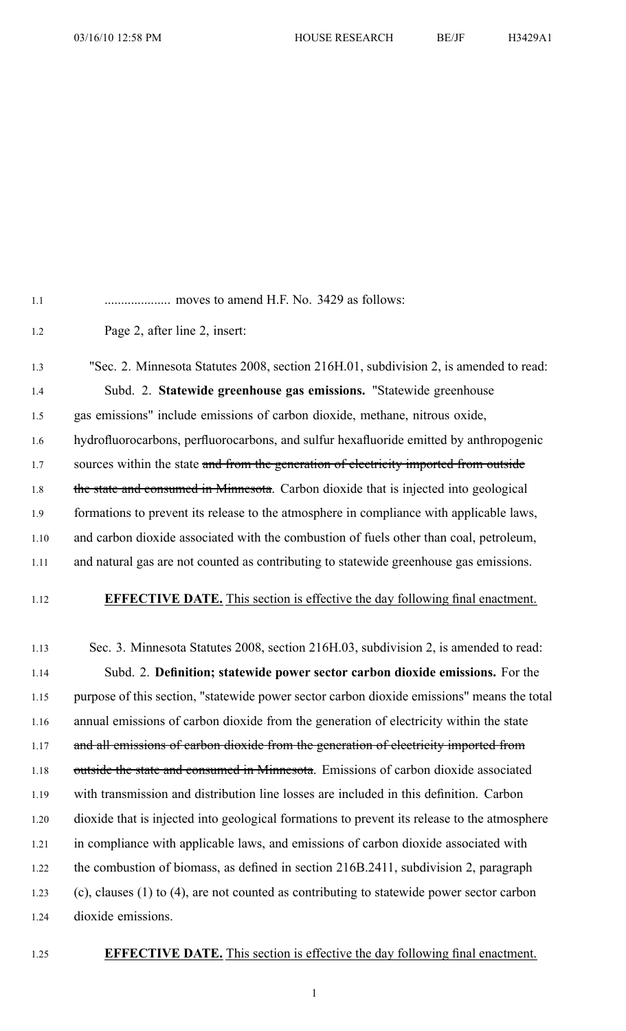.................... moves to amend H.F. No. 3429 as follows:

Page 2, after line 2, insert:

"Sec. 2. Minnesota Statutes 2008, section 216H.01, subdivision 2, is amended to read:

Subd. 2. **Statewide greenhouse gas emissions.** "Statewide greenhouse gas emissions" include emissions of carbon dioxide, methane, nitrous oxide, hydrofluorocarbons, perfluorocarbons, and sulfur hexafluoride emitted by anthropogenic sources within the state ~~and from the generation of electricity imported from outside the state and consumed in Minnesota~~. Carbon dioxide that is injected into geological formations to prevent its release to the atmosphere in compliance with applicable laws, and carbon dioxide associated with the combustion of fuels other than coal, petroleum, and natural gas are not counted as contributing to statewide greenhouse gas emissions.

**EFFECTIVE DATE.** This section is effective the day following final enactment.

Sec. 3. Minnesota Statutes 2008, section 216H.03, subdivision 2, is amended to read:

Subd. 2. **Definition; statewide power sector carbon dioxide emissions.** For the purpose of this section, "statewide power sector carbon dioxide emissions" means the total annual emissions of carbon dioxide from the generation of electricity within the state ~~and all emissions of carbon dioxide from the generation of electricity imported from outside the state and consumed in Minnesota~~. Emissions of carbon dioxide associated with transmission and distribution line losses are included in this definition. Carbon dioxide that is injected into geological formations to prevent its release to the atmosphere in compliance with applicable laws, and emissions of carbon dioxide associated with the combustion of biomass, as defined in section 216B.2411, subdivision 2, paragraph (c), clauses (1) to (4), are not counted as contributing to statewide power sector carbon dioxide emissions.

**EFFECTIVE DATE.** This section is effective the day following final enactment.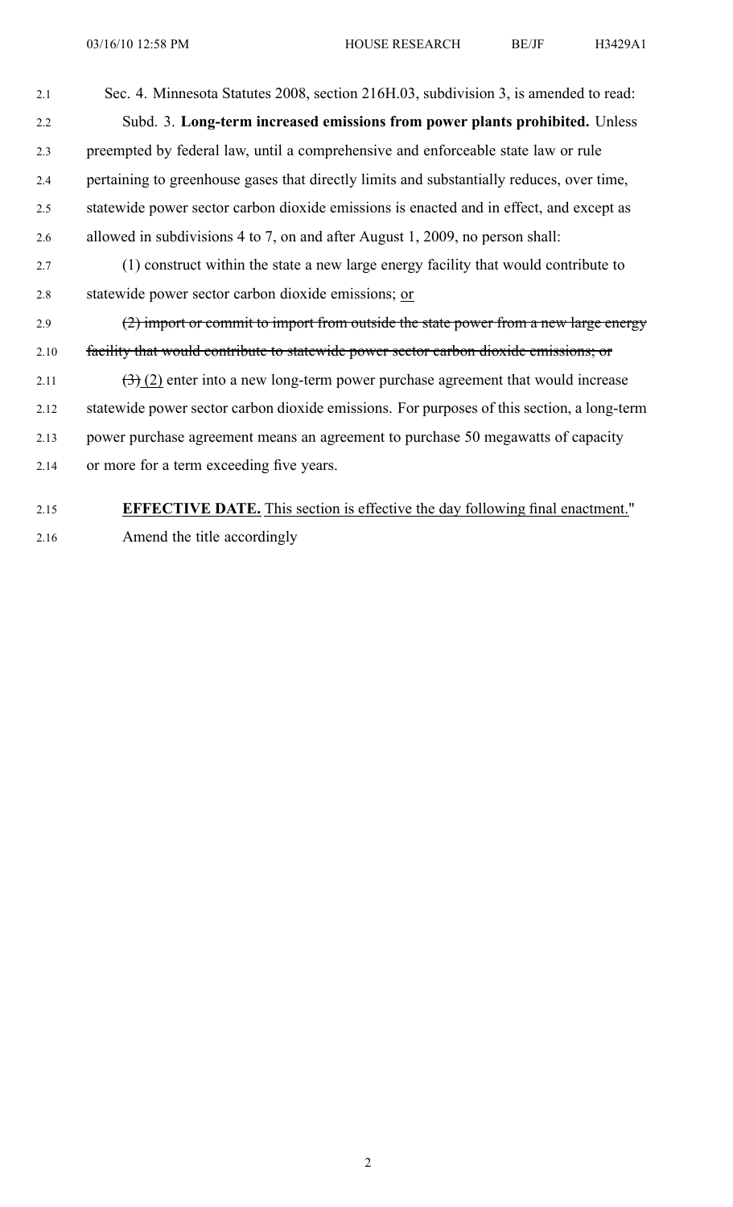Sec. 4. Minnesota Statutes 2008, section 216H.03, subdivision 3, is amended to read:

Subd. 3. **Long-term increased emissions from power plants prohibited.** Unless preempted by federal law, until a comprehensive and enforceable state law or rule pertaining to greenhouse gases that directly limits and substantially reduces, over time, statewide power sector carbon dioxide emissions is enacted and in effect, and except as allowed in subdivisions 4 to 7, on and after August 1, 2009, no person shall:

(1) construct within the state a new large energy facility that would contribute to statewide power sector carbon dioxide emissions; <u>or</u>

~~(2) import or commit to import from outside the state power from a new large energy facility that would contribute to statewide power sector carbon dioxide emissions; or~~

~~(3)~~ <u>(2)</u> enter into a new long-term power purchase agreement that would increase statewide power sector carbon dioxide emissions. For purposes of this section, a long-term power purchase agreement means an agreement to purchase 50 megawatts of capacity or more for a term exceeding five years.

**EFFECTIVE DATE.** <u>This section is effective the day following final enactment.</u>"

Amend the title accordingly